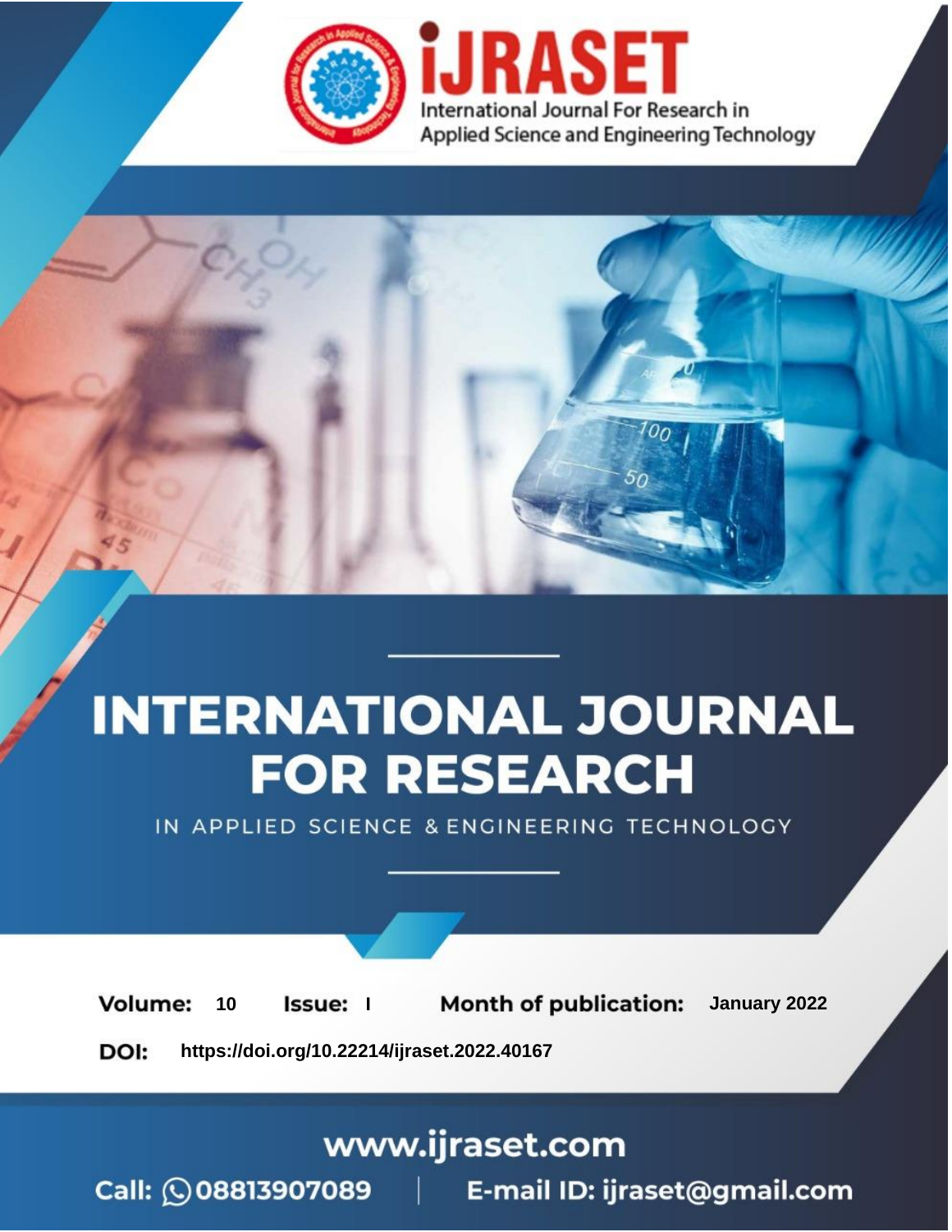# INTERNATIONAL JOURNAL FOR RESEARCH

IN APPLIED SCIENCE & ENGINEERING TECHNOLOGY

**Volume:** 10 **Issue:** I **Month of publication:** January 2022

**DOI:** https://doi.org/10.22214/ijraset.2022.40167

www.ijraset.com

Call: 08813907089 | E-mail ID: ijraset@gmail.com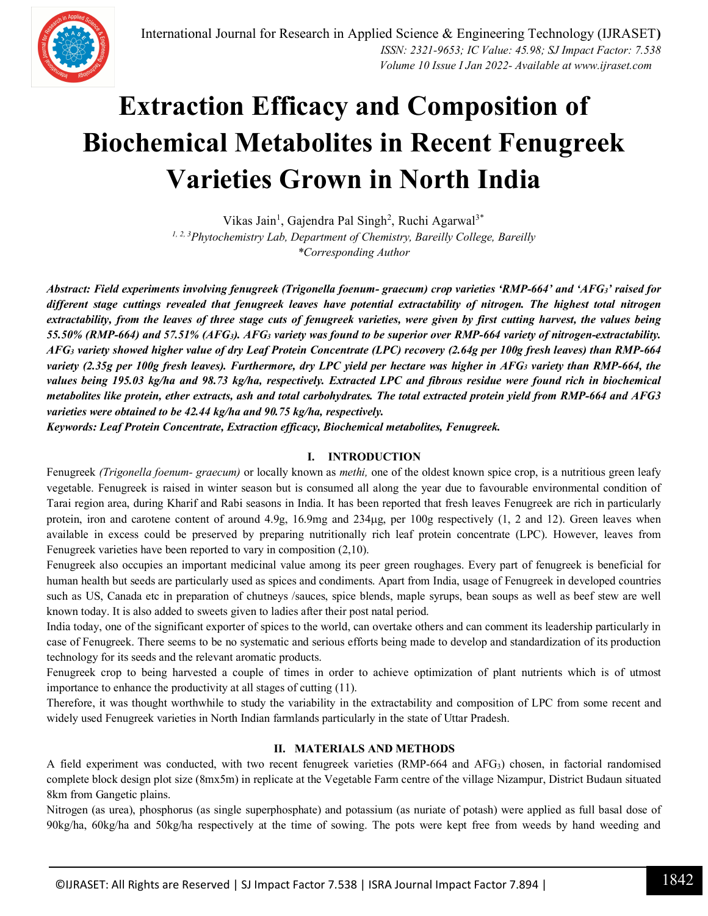# Extraction Efficacy and Composition of Biochemical Metabolites in Recent Fenugreek Varieties Grown in North India

Vikas Jain[1], Gajendra Pal Singh[2], Ruchi Agarwal[3*]

[1, 2, 3]*Phytochemistry Lab, Department of Chemistry, Bareilly College, Bareilly*

*\*Corresponding Author*

***Abstract:** Field experiments involving fenugreek (Trigonella foenum- graecum) crop varieties 'RMP-664' and 'AFG$_3$' raised for different stage cuttings revealed that fenugreek leaves have potential extractability of nitrogen. The highest total nitrogen extractability, from the leaves of three stage cuts of fenugreek varieties, were given by first cutting harvest, the values being 55.50% (RMP-664) and 57.51% (AFG$_3$). AFG$_3$ variety was found to be superior over RMP-664 variety of nitrogen-extractability. AFG$_3$ variety showed higher value of dry Leaf Protein Concentrate (LPC) recovery (2.64g per 100g fresh leaves) than RMP-664 variety (2.35g per 100g fresh leaves). Furthermore, dry LPC yield per hectare was higher in AFG$_3$ variety than RMP-664, the values being 195.03 kg/ha and 98.73 kg/ha, respectively. Extracted LPC and fibrous residue were found rich in biochemical metabolites like protein, ether extracts, ash and total carbohydrates. The total extracted protein yield from RMP-664 and AFG3 varieties were obtained to be 42.44 kg/ha and 90.75 kg/ha, respectively.*

***Keywords:** Leaf Protein Concentrate, Extraction efficacy, Biochemical metabolites, Fenugreek.*

## I. INTRODUCTION

Fenugreek *(Trigonella foenum- graecum)* or locally known as *methi,* one of the oldest known spice crop, is a nutritious green leafy vegetable. Fenugreek is raised in winter season but is consumed all along the year due to favourable environmental condition of Tarai region area, during Kharif and Rabi seasons in India. It has been reported that fresh leaves Fenugreek are rich in particularly protein, iron and carotene content of around 4.9g, 16.9mg and 234μg, per 100g respectively (1, 2 and 12). Green leaves when available in excess could be preserved by preparing nutritionally rich leaf protein concentrate (LPC). However, leaves from Fenugreek varieties have been reported to vary in composition (2,10).

Fenugreek also occupies an important medicinal value among its peer green roughages. Every part of fenugreek is beneficial for human health but seeds are particularly used as spices and condiments. Apart from India, usage of Fenugreek in developed countries such as US, Canada etc in preparation of chutneys /sauces, spice blends, maple syrups, bean soups as well as beef stew are well known today. It is also added to sweets given to ladies after their post natal period.

India today, one of the significant exporter of spices to the world, can overtake others and can comment its leadership particularly in case of Fenugreek. There seems to be no systematic and serious efforts being made to develop and standardization of its production technology for its seeds and the relevant aromatic products.

Fenugreek crop to being harvested a couple of times in order to achieve optimization of plant nutrients which is of utmost importance to enhance the productivity at all stages of cutting (11).

Therefore, it was thought worthwhile to study the variability in the extractability and composition of LPC from some recent and widely used Fenugreek varieties in North Indian farmlands particularly in the state of Uttar Pradesh.

## II. MATERIALS AND METHODS

A field experiment was conducted, with two recent fenugreek varieties (RMP-664 and AFG$_3$) chosen, in factorial randomised complete block design plot size (8mx5m) in replicate at the Vegetable Farm centre of the village Nizampur, District Budaun situated 8km from Gangetic plains.

Nitrogen (as urea), phosphorus (as single superphosphate) and potassium (as nuriate of potash) were applied as full basal dose of 90kg/ha, 60kg/ha and 50kg/ha respectively at the time of sowing. The pots were kept free from weeds by hand weeding and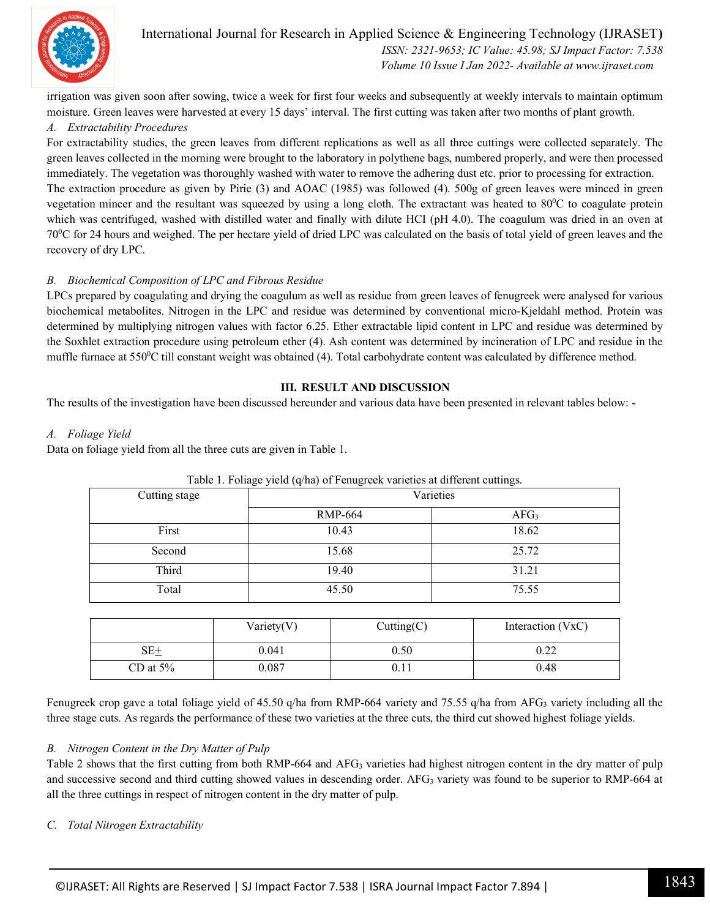irrigation was given soon after sowing, twice a week for first four weeks and subsequently at weekly intervals to maintain optimum moisture. Green leaves were harvested at every 15 days' interval. The first cutting was taken after two months of plant growth.

### *A. Extractability Procedures*

For extractability studies, the green leaves from different replications as well as all three cuttings were collected separately. The green leaves collected in the morning were brought to the laboratory in polythene bags, numbered properly, and were then processed immediately. The vegetation was thoroughly washed with water to remove the adhering dust etc. prior to processing for extraction.

The extraction procedure as given by Pirie (3) and AOAC (1985) was followed (4). 500g of green leaves were minced in green vegetation mincer and the resultant was squeezed by using a long cloth. The extractant was heated to $80^0$C to coagulate protein which was centrifuged, washed with distilled water and finally with dilute HCI (pH 4.0). The coagulum was dried in an oven at $70^0$C for 24 hours and weighed. The per hectare yield of dried LPC was calculated on the basis of total yield of green leaves and the recovery of dry LPC.

### *B. Biochemical Composition of LPC and Fibrous Residue*

LPCs prepared by coagulating and drying the coagulum as well as residue from green leaves of fenugreek were analysed for various biochemical metabolites. Nitrogen in the LPC and residue was determined by conventional micro-Kjeldahl method. Protein was determined by multiplying nitrogen values with factor 6.25. Ether extractable lipid content in LPC and residue was determined by the Soxhlet extraction procedure using petroleum ether (4). Ash content was determined by incineration of LPC and residue in the muffle furnace at $550^0$C till constant weight was obtained (4). Total carbohydrate content was calculated by difference method.

## III. RESULT AND DISCUSSION

The results of the investigation have been discussed hereunder and various data have been presented in relevant tables below: -

### *A. Foliage Yield*

Data on foliage yield from all the three cuts are given in Table 1.

Table 1. Foliage yield (q/ha) of Fenugreek varieties at different cuttings.

| Cutting stage | Varieties | |
|---|---|---|
| | RMP-664 | $AFG_3$ |
| First | 10.43 | 18.62 |
| Second | 15.68 | 25.72 |
| Third | 19.40 | 31.21 |
| Total | 45.50 | 75.55 |

| | Variety(V) | Cutting(C) | Interaction (VxC) |
|---|---|---|---|
| SE$\pm$ | 0.041 | 0.50 | 0.22 |
| CD at 5% | 0.087 | 0.11 | 0.48 |

Fenugreek crop gave a total foliage yield of 45.50 q/ha from RMP-664 variety and 75.55 q/ha from $AFG_3$ variety including all the three stage cuts. As regards the performance of these two varieties at the three cuts, the third cut showed highest foliage yields.

### *B. Nitrogen Content in the Dry Matter of Pulp*

Table 2 shows that the first cutting from both RMP-664 and $AFG_3$ varieties had highest nitrogen content in the dry matter of pulp and successive second and third cutting showed values in descending order. $AFG_3$ variety was found to be superior to RMP-664 at all the three cuttings in respect of nitrogen content in the dry matter of pulp.

### *C. Total Nitrogen Extractability*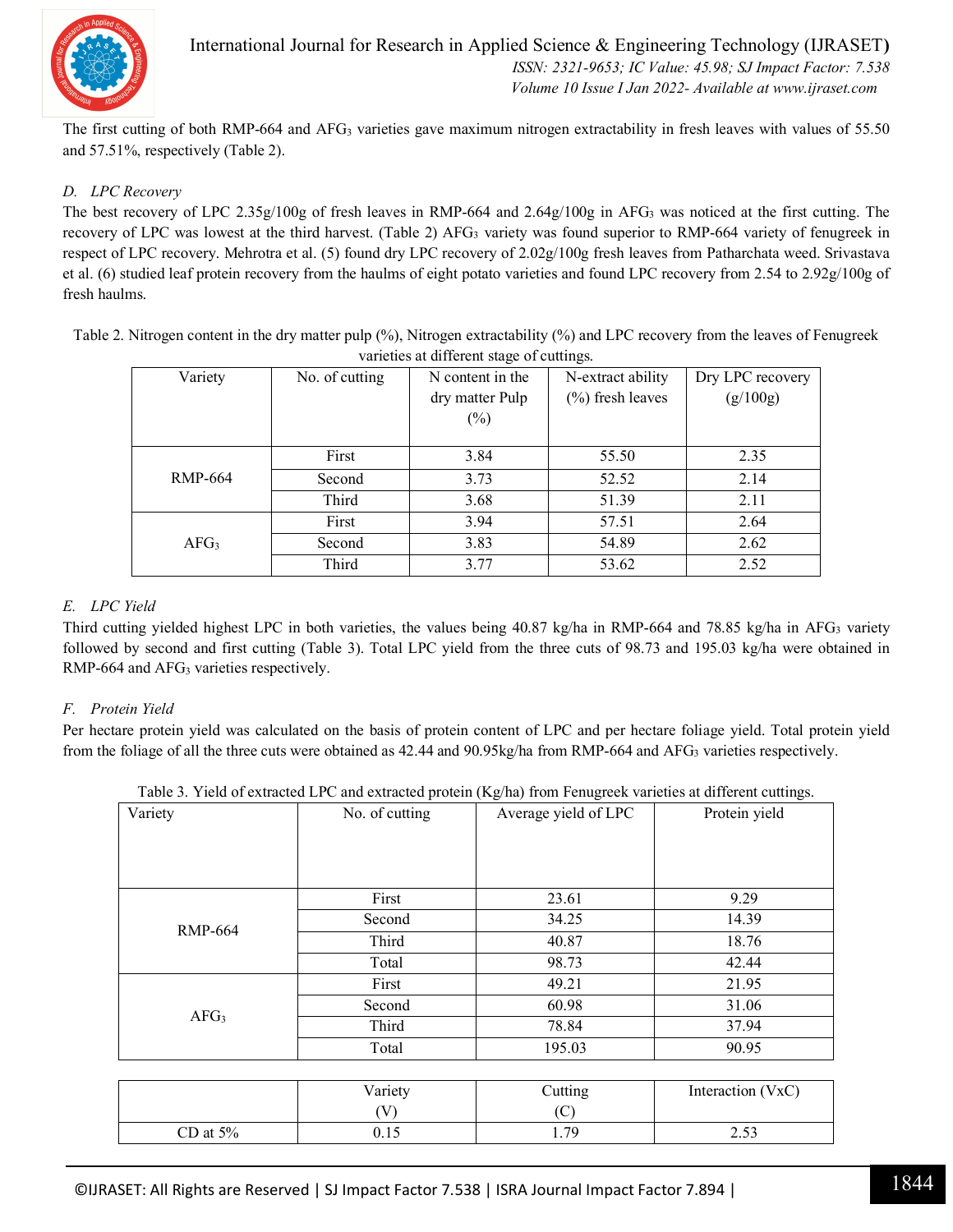The first cutting of both RMP-664 and $AFG_3$ varieties gave maximum nitrogen extractability in fresh leaves with values of 55.50 and 57.51%, respectively (Table 2).

### *D. LPC Recovery*

The best recovery of LPC 2.35g/100g of fresh leaves in RMP-664 and 2.64g/100g in $AFG_3$ was noticed at the first cutting. The recovery of LPC was lowest at the third harvest. (Table 2) $AFG_3$ variety was found superior to RMP-664 variety of fenugreek in respect of LPC recovery. Mehrotra et al. (5) found dry LPC recovery of 2.02g/100g fresh leaves from Patharchata weed. Srivastava et al. (6) studied leaf protein recovery from the haulms of eight potato varieties and found LPC recovery from 2.54 to 2.92g/100g of fresh haulms.

Table 2. Nitrogen content in the dry matter pulp (%), Nitrogen extractability (%) and LPC recovery from the leaves of Fenugreek varieties at different stage of cuttings.

| Variety | No. of cutting | N content in the dry matter Pulp (%) | N-extract ability (%) fresh leaves | Dry LPC recovery (g/100g) |
|---|---|---|---|---|
| RMP-664 | First | 3.84 | 55.50 | 2.35 |
| | Second | 3.73 | 52.52 | 2.14 |
| | Third | 3.68 | 51.39 | 2.11 |
| $AFG_3$ | First | 3.94 | 57.51 | 2.64 |
| | Second | 3.83 | 54.89 | 2.62 |
| | Third | 3.77 | 53.62 | 2.52 |

### *E. LPC Yield*

Third cutting yielded highest LPC in both varieties, the values being 40.87 kg/ha in RMP-664 and 78.85 kg/ha in $AFG_3$ variety followed by second and first cutting (Table 3). Total LPC yield from the three cuts of 98.73 and 195.03 kg/ha were obtained in RMP-664 and $AFG_3$ varieties respectively.

### *F. Protein Yield*

Per hectare protein yield was calculated on the basis of protein content of LPC and per hectare foliage yield. Total protein yield from the foliage of all the three cuts were obtained as 42.44 and 90.95kg/ha from RMP-664 and $AFG_3$ varieties respectively.

Table 3. Yield of extracted LPC and extracted protein (Kg/ha) from Fenugreek varieties at different cuttings.

| Variety | No. of cutting | Average yield of LPC | Protein yield |
|---|---|---|---|
| RMP-664 | First | 23.61 | 9.29 |
| | Second | 34.25 | 14.39 |
| | Third | 40.87 | 18.76 |
| | Total | 98.73 | 42.44 |
| $AFG_3$ | First | 49.21 | 21.95 |
| | Second | 60.98 | 31.06 |
| | Third | 78.84 | 37.94 |
| | Total | 195.03 | 90.95 |

| | Variety (V) | Cutting (C) | Interaction (VxC) |
|---|---|---|---|
| CD at 5% | 0.15 | 1.79 | 2.53 |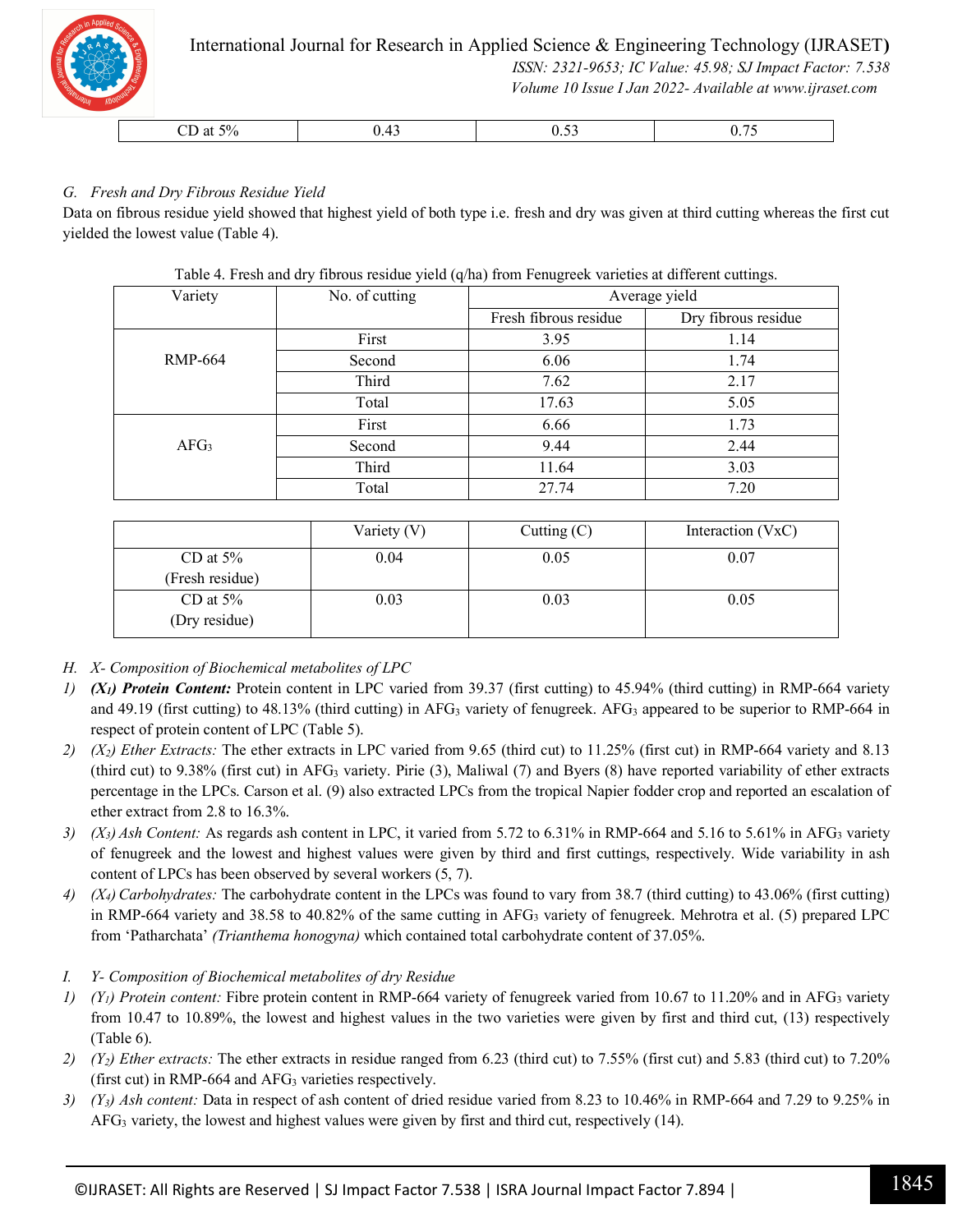| CD at 5% | 0.43 | 0.53 | 0.75 |
|---|---|---|---|

### G. Fresh and Dry Fibrous Residue Yield

Data on fibrous residue yield showed that highest yield of both type i.e. fresh and dry was given at third cutting whereas the first cut yielded the lowest value (Table 4).

Table 4. Fresh and dry fibrous residue yield (q/ha) from Fenugreek varieties at different cuttings.

| Variety | No. of cutting | Average yield | |
|---|---|---|---|
| | | Fresh fibrous residue | Dry fibrous residue |
| RMP-664 | First | 3.95 | 1.14 |
| | Second | 6.06 | 1.74 |
| | Third | 7.62 | 2.17 |
| | Total | 17.63 | 5.05 |
| $AFG_3$ | First | 6.66 | 1.73 |
| | Second | 9.44 | 2.44 |
| | Third | 11.64 | 3.03 |
| | Total | 27.74 | 7.20 |

| | Variety (V) | Cutting (C) | Interaction (VxC) |
|---|---|---|---|
| CD at 5% (Fresh residue) | 0.04 | 0.05 | 0.07 |
| CD at 5% (Dry residue) | 0.03 | 0.03 | 0.05 |

### H. X- Composition of Biochemical metabolites of LPC

1) ***($X_1$) Protein Content:*** Protein content in LPC varied from 39.37 (first cutting) to 45.94% (third cutting) in RMP-664 variety and 49.19 (first cutting) to 48.13% (third cutting) in $AFG_3$ variety of fenugreek. $AFG_3$ appeared to be superior to RMP-664 in respect of protein content of LPC (Table 5).
2) *($X_2$) Ether Extracts:* The ether extracts in LPC varied from 9.65 (third cut) to 11.25% (first cut) in RMP-664 variety and 8.13 (third cut) to 9.38% (first cut) in $AFG_3$ variety. Pirie (3), Maliwal (7) and Byers (8) have reported variability of ether extracts percentage in the LPCs. Carson et al. (9) also extracted LPCs from the tropical Napier fodder crop and reported an escalation of ether extract from 2.8 to 16.3%.
3) *($X_3$) Ash Content:* As regards ash content in LPC, it varied from 5.72 to 6.31% in RMP-664 and 5.16 to 5.61% in $AFG_3$ variety of fenugreek and the lowest and highest values were given by third and first cuttings, respectively. Wide variability in ash content of LPCs has been observed by several workers (5, 7).
4) *($X_4$) Carbohydrates:* The carbohydrate content in the LPCs was found to vary from 38.7 (third cutting) to 43.06% (first cutting) in RMP-664 variety and 38.58 to 40.82% of the same cutting in $AFG_3$ variety of fenugreek. Mehrotra et al. (5) prepared LPC from 'Patharchata' *(Trianthema honogyna)* which contained total carbohydrate content of 37.05%.

### I. Y- Composition of Biochemical metabolites of dry Residue

1) *($Y_1$) Protein content:* Fibre protein content in RMP-664 variety of fenugreek varied from 10.67 to 11.20% and in $AFG_3$ variety from 10.47 to 10.89%, the lowest and highest values in the two varieties were given by first and third cut, (13) respectively (Table 6).
2) *($Y_2$) Ether extracts:* The ether extracts in residue ranged from 6.23 (third cut) to 7.55% (first cut) and 5.83 (third cut) to 7.20% (first cut) in RMP-664 and $AFG_3$ varieties respectively.
3) *($Y_3$) Ash content:* Data in respect of ash content of dried residue varied from 8.23 to 10.46% in RMP-664 and 7.29 to 9.25% in $AFG_3$ variety, the lowest and highest values were given by first and third cut, respectively (14).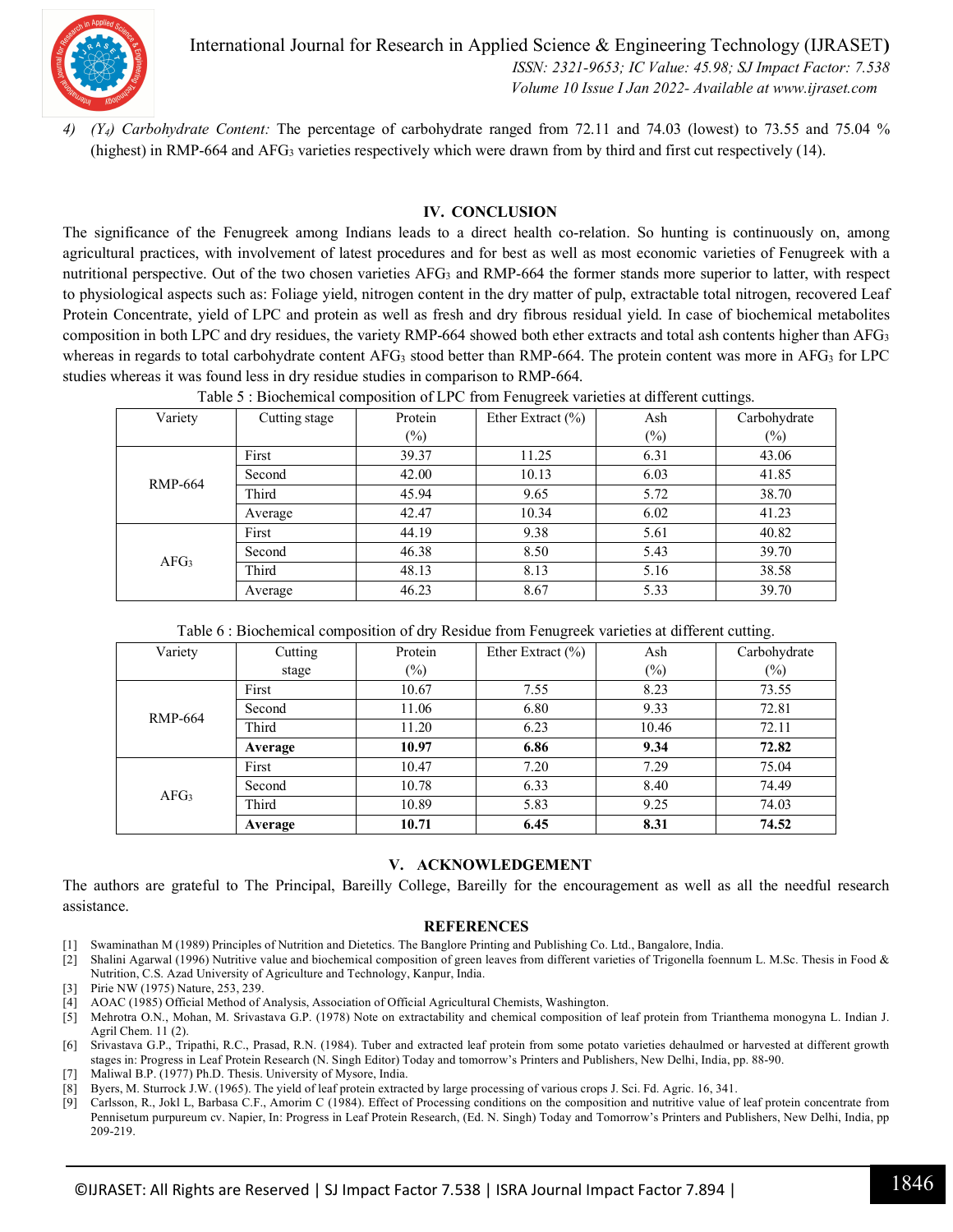4) *($Y_4$) Carbohydrate Content:* The percentage of carbohydrate ranged from 72.11 and 74.03 (lowest) to 73.55 and 75.04 % (highest) in RMP-664 and $AFG_3$ varieties respectively which were drawn from by third and first cut respectively (14).

## IV. CONCLUSION

The significance of the Fenugreek among Indians leads to a direct health co-relation. So hunting is continuously on, among agricultural practices, with involvement of latest procedures and for best as well as most economic varieties of Fenugreek with a nutritional perspective. Out of the two chosen varieties $AFG_3$ and RMP-664 the former stands more superior to latter, with respect to physiological aspects such as: Foliage yield, nitrogen content in the dry matter of pulp, extractable total nitrogen, recovered Leaf Protein Concentrate, yield of LPC and protein as well as fresh and dry fibrous residual yield. In case of biochemical metabolites composition in both LPC and dry residues, the variety RMP-664 showed both ether extracts and total ash contents higher than $AFG_3$ whereas in regards to total carbohydrate content $AFG_3$ stood better than RMP-664. The protein content was more in $AFG_3$ for LPC studies whereas it was found less in dry residue studies in comparison to RMP-664.

Table 5 : Biochemical composition of LPC from Fenugreek varieties at different cuttings.

| Variety | Cutting stage | Protein (%) | Ether Extract (%) | Ash (%) | Carbohydrate (%) |
|---|---|---|---|---|---|
| RMP-664 | First | 39.37 | 11.25 | 6.31 | 43.06 |
| | Second | 42.00 | 10.13 | 6.03 | 41.85 |
| | Third | 45.94 | 9.65 | 5.72 | 38.70 |
| | Average | 42.47 | 10.34 | 6.02 | 41.23 |
| $AFG_3$ | First | 44.19 | 9.38 | 5.61 | 40.82 |
| | Second | 46.38 | 8.50 | 5.43 | 39.70 |
| | Third | 48.13 | 8.13 | 5.16 | 38.58 |
| | Average | 46.23 | 8.67 | 5.33 | 39.70 |

Table 6 : Biochemical composition of dry Residue from Fenugreek varieties at different cutting.

| Variety | Cutting stage | Protein (%) | Ether Extract (%) | Ash (%) | Carbohydrate (%) |
|---|---|---|---|---|---|
| RMP-664 | First | 10.67 | 7.55 | 8.23 | 73.55 |
| | Second | 11.06 | 6.80 | 9.33 | 72.81 |
| | Third | 11.20 | 6.23 | 10.46 | 72.11 |
| | **Average** | **10.97** | **6.86** | **9.34** | **72.82** |
| $AFG_3$ | First | 10.47 | 7.20 | 7.29 | 75.04 |
| | Second | 10.78 | 6.33 | 8.40 | 74.49 |
| | Third | 10.89 | 5.83 | 9.25 | 74.03 |
| | **Average** | **10.71** | **6.45** | **8.31** | **74.52** |

## V. ACKNOWLEDGEMENT

The authors are grateful to The Principal, Bareilly College, Bareilly for the encouragement as well as all the needful research assistance.

## REFERENCES

[1] Swaminathan M (1989) Principles of Nutrition and Dietetics. The Banglore Printing and Publishing Co. Ltd., Bangalore, India.
[2] Shalini Agarwal (1996) Nutritive value and biochemical composition of green leaves from different varieties of Trigonella foennum L. M.Sc. Thesis in Food & Nutrition, C.S. Azad University of Agriculture and Technology, Kanpur, India.
[3] Pirie NW (1975) Nature, 253, 239.
[4] AOAC (1985) Official Method of Analysis, Association of Official Agricultural Chemists, Washington.
[5] Mehrotra O.N., Mohan, M. Srivastava G.P. (1978) Note on extractability and chemical composition of leaf protein from Trianthema monogyna L. Indian J. Agril Chem. 11 (2).
[6] Srivastava G.P., Tripathi, R.C., Prasad, R.N. (1984). Tuber and extracted leaf protein from some potato varieties dehaulmed or harvested at different growth stages in: Progress in Leaf Protein Research (N. Singh Editor) Today and tomorrow's Printers and Publishers, New Delhi, India, pp. 88-90.
[7] Maliwal B.P. (1977) Ph.D. Thesis. University of Mysore, India.
[8] Byers, M. Sturrock J.W. (1965). The yield of leaf protein extracted by large processing of various crops J. Sci. Fd. Agric. 16, 341.
[9] Carlsson, R., Jokl L, Barbasa C.F., Amorim C (1984). Effect of Processing conditions on the composition and nutritive value of leaf protein concentrate from Pennisetum purpureum cv. Napier, In: Progress in Leaf Protein Research, (Ed. N. Singh) Today and Tomorrow's Printers and Publishers, New Delhi, India, pp 209-219.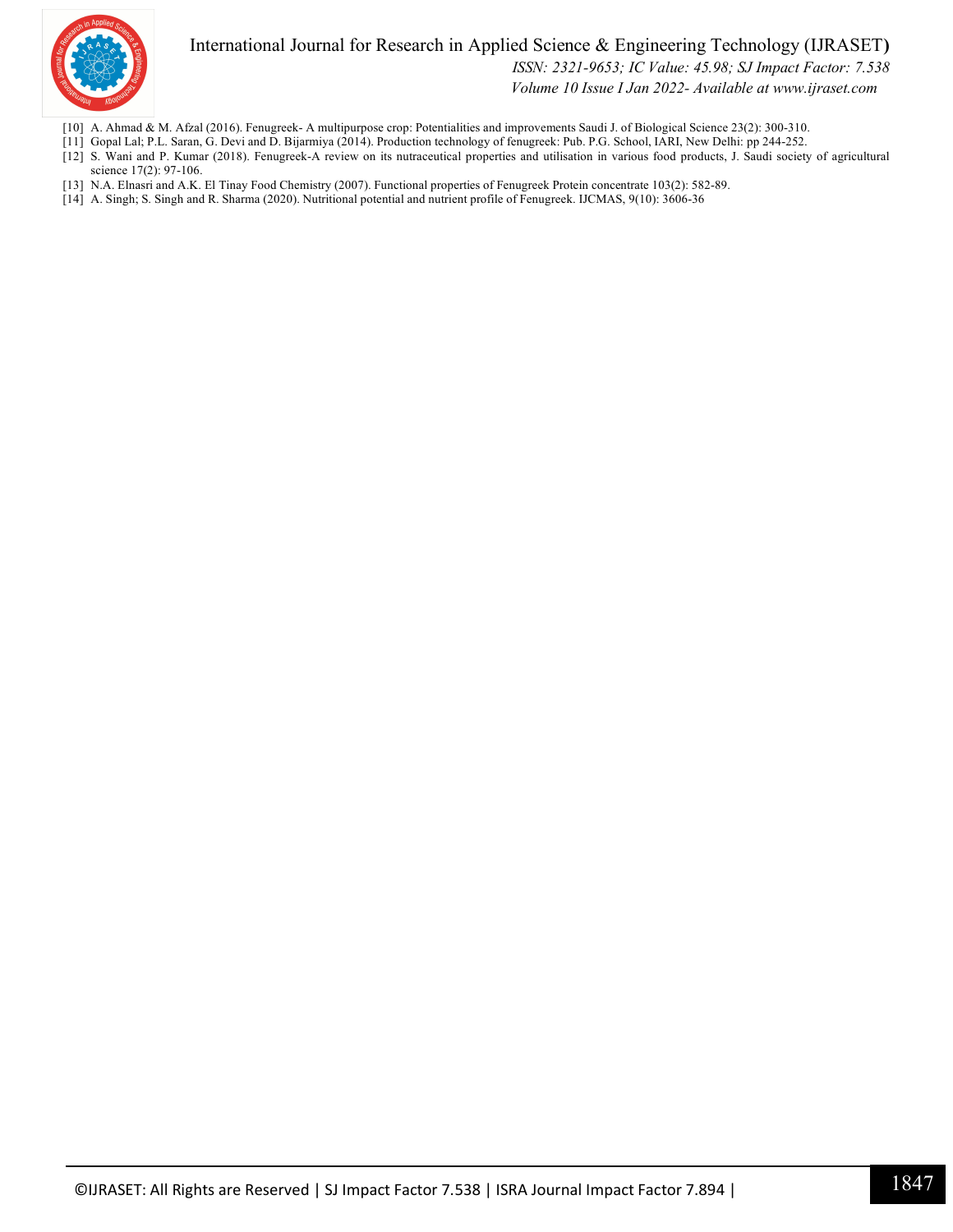[10] A. Ahmad & M. Afzal (2016). Fenugreek- A multipurpose crop: Potentialities and improvements Saudi J. of Biological Science 23(2): 300-310.

[11] Gopal Lal; P.L. Saran, G. Devi and D. Bijarmiya (2014). Production technology of fenugreek: Pub. P.G. School, IARI, New Delhi: pp 244-252.

[12] S. Wani and P. Kumar (2018). Fenugreek-A review on its nutraceutical properties and utilisation in various food products, J. Saudi society of agricultural science 17(2): 97-106.

[13] N.A. Elnasri and A.K. El Tinay Food Chemistry (2007). Functional properties of Fenugreek Protein concentrate 103(2): 582-89.

[14] A. Singh; S. Singh and R. Sharma (2020). Nutritional potential and nutrient profile of Fenugreek. IJCMAS, 9(10): 3606-36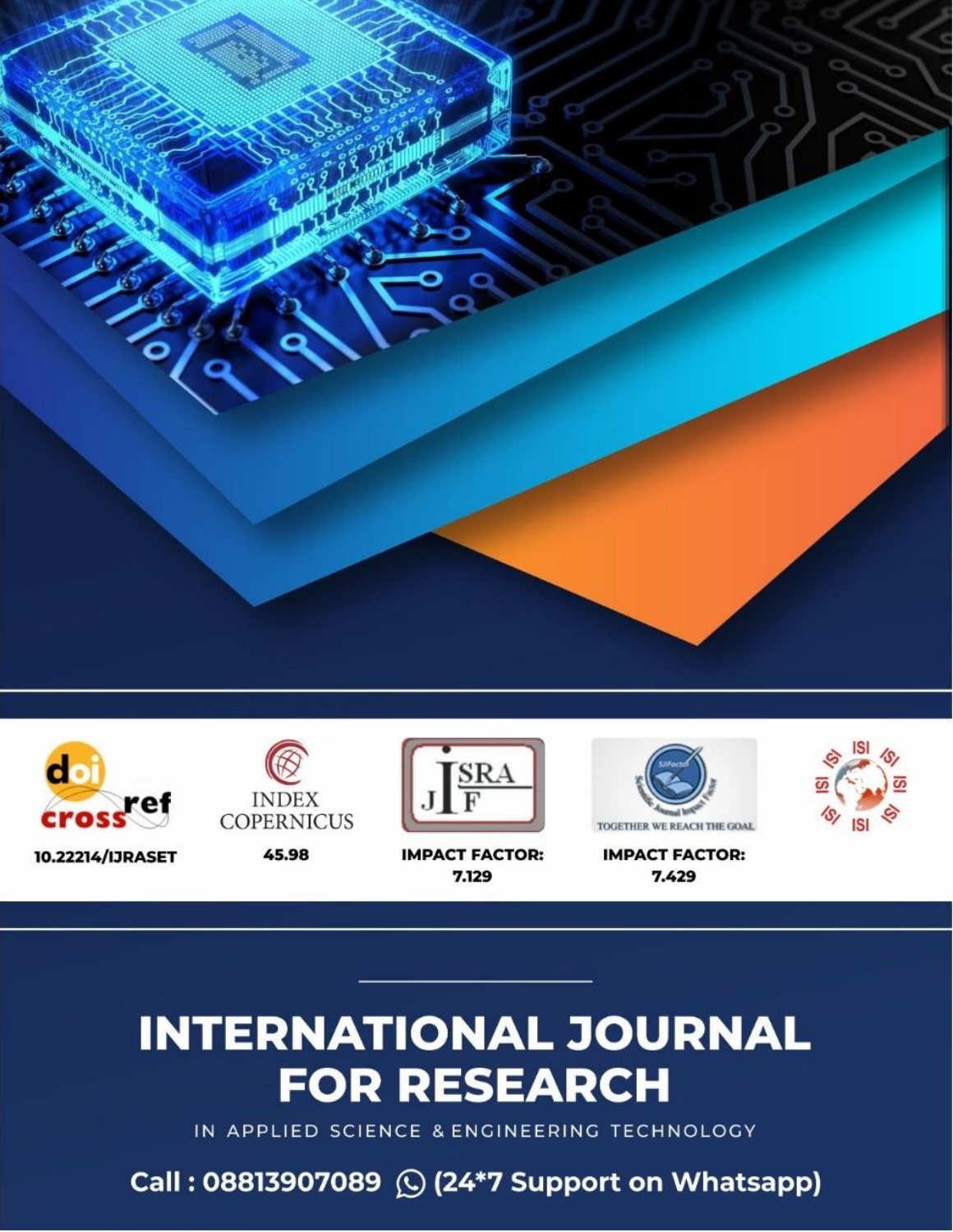10.22214/IJRASET

INDEX COPERNICUS

45.98

IMPACT FACTOR: 7.129

TOGETHER WE REACH THE GOAL

IMPACT FACTOR: 7.429

# INTERNATIONAL JOURNAL FOR RESEARCH

IN APPLIED SCIENCE & ENGINEERING TECHNOLOGY

Call : 08813907089 (24*7 Support on Whatsapp)